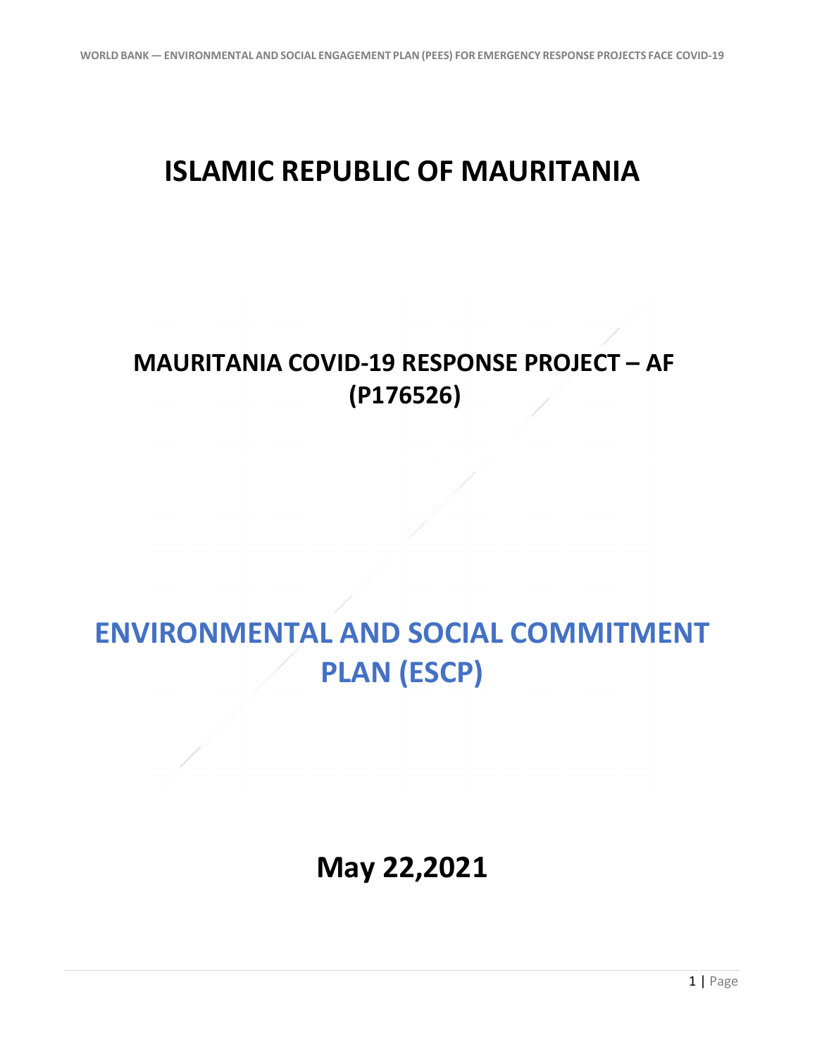# ISLAMIC REPUBLIC OF MAURITANIA

## MAURITANIA COVID-19 RESPONSE PROJECT – AF (P176526)

# ENVIRONMENTAL AND SOCIAL COMMITMENT PLAN (ESCP)

## May 22,2021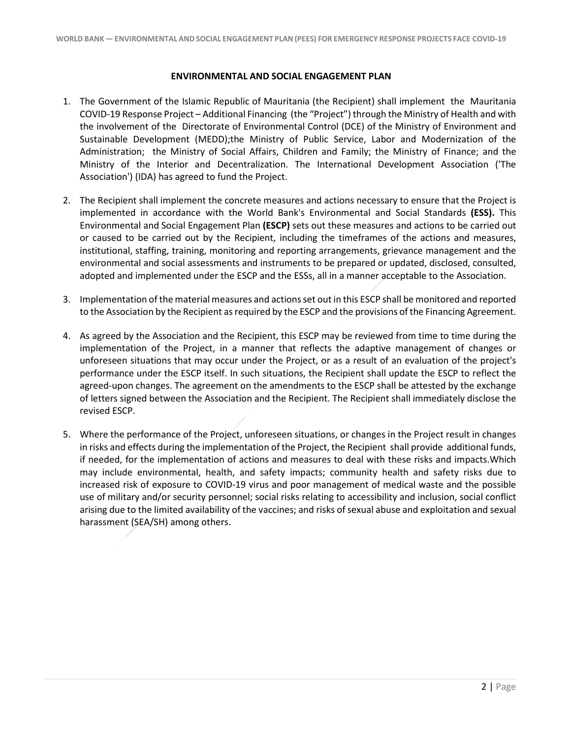## ENVIRONMENTAL AND SOCIAL ENGAGEMENT PLAN

1. The Government of the Islamic Republic of Mauritania (the Recipient) shall implement the Mauritania COVID-19 Response Project – Additional Financing (the "Project") through the Ministry of Health and with the involvement of the Directorate of Environmental Control (DCE) of the Ministry of Environment and Sustainable Development (MEDD);the Ministry of Public Service, Labor and Modernization of the Administration; the Ministry of Social Affairs, Children and Family; the Ministry of Finance; and the Ministry of the Interior and Decentralization. The International Development Association ('The Association') (IDA) has agreed to fund the Project.

2. The Recipient shall implement the concrete measures and actions necessary to ensure that the Project is implemented in accordance with the World Bank's Environmental and Social Standards **(ESS).** This Environmental and Social Engagement Plan **(ESCP)** sets out these measures and actions to be carried out or caused to be carried out by the Recipient, including the timeframes of the actions and measures, institutional, staffing, training, monitoring and reporting arrangements, grievance management and the environmental and social assessments and instruments to be prepared or updated, disclosed, consulted, adopted and implemented under the ESCP and the ESSs, all in a manner acceptable to the Association.

3. Implementation of the material measures and actions set out in this ESCP shall be monitored and reported to the Association by the Recipient as required by the ESCP and the provisions of the Financing Agreement.

4. As agreed by the Association and the Recipient, this ESCP may be reviewed from time to time during the implementation of the Project, in a manner that reflects the adaptive management of changes or unforeseen situations that may occur under the Project, or as a result of an evaluation of the project's performance under the ESCP itself. In such situations, the Recipient shall update the ESCP to reflect the agreed-upon changes. The agreement on the amendments to the ESCP shall be attested by the exchange of letters signed between the Association and the Recipient. The Recipient shall immediately disclose the revised ESCP.

5. Where the performance of the Project, unforeseen situations, or changes in the Project result in changes in risks and effects during the implementation of the Project, the Recipient shall provide additional funds, if needed, for the implementation of actions and measures to deal with these risks and impacts.Which may include environmental, health, and safety impacts; community health and safety risks due to increased risk of exposure to COVID-19 virus and poor management of medical waste and the possible use of military and/or security personnel; social risks relating to accessibility and inclusion, social conflict arising due to the limited availability of the vaccines; and risks of sexual abuse and exploitation and sexual harassment (SEA/SH) among others.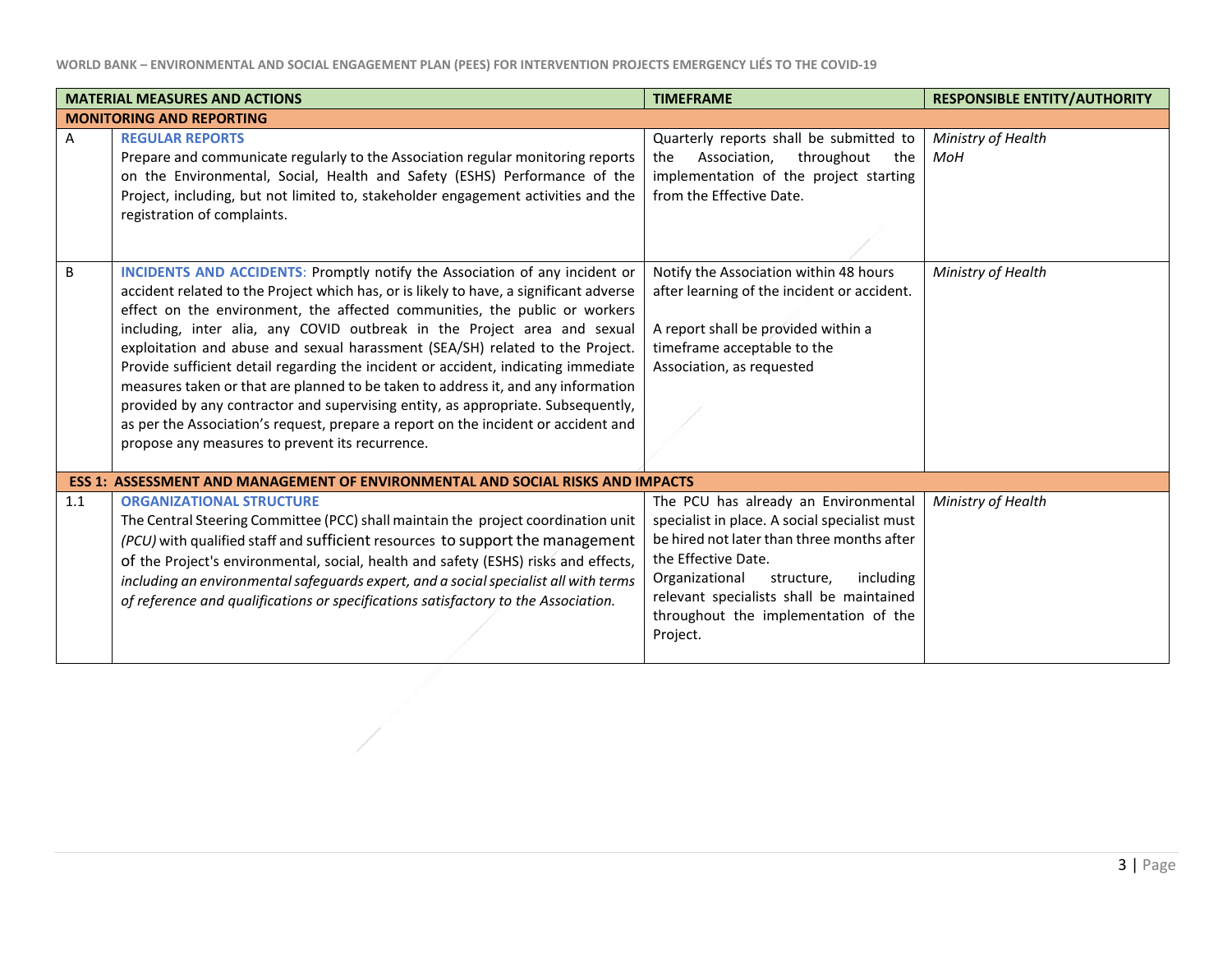| MATERIAL MEASURES AND ACTIONS | | TIMEFRAME | RESPONSIBLE ENTITY/AUTHORITY |
|---|---|---|---|
| **MONITORING AND REPORTING** | | | |
| A | **REGULAR REPORTS**<br>Prepare and communicate regularly to the Association regular monitoring reports on the Environmental, Social, Health and Safety (ESHS) Performance of the Project, including, but not limited to, stakeholder engagement activities and the registration of complaints. | Quarterly reports shall be submitted to the Association, throughout the implementation of the project starting from the Effective Date. | *Ministry of Health MoH* |
| B | **INCIDENTS AND ACCIDENTS**: Promptly notify the Association of any incident or accident related to the Project which has, or is likely to have, a significant adverse effect on the environment, the affected communities, the public or workers including, inter alia, any COVID outbreak in the Project area and sexual exploitation and abuse and sexual harassment (SEA/SH) related to the Project. Provide sufficient detail regarding the incident or accident, indicating immediate measures taken or that are planned to be taken to address it, and any information provided by any contractor and supervising entity, as appropriate. Subsequently, as per the Association's request, prepare a report on the incident or accident and propose any measures to prevent its recurrence. | Notify the Association within 48 hours after learning of the incident or accident.<br><br>A report shall be provided within a timeframe acceptable to the Association, as requested | *Ministry of Health* |
| **ESS 1: ASSESSMENT AND MANAGEMENT OF ENVIRONMENTAL AND SOCIAL RISKS AND IMPACTS** | | | |
| 1.1 | **ORGANIZATIONAL STRUCTURE**<br>The Central Steering Committee (PCC) shall maintain the project coordination unit *(PCU)* with qualified staff and sufficient resources to support the management of the Project's environmental, social, health and safety (ESHS) risks and effects, *including an environmental safeguards expert, and a social specialist all with terms of reference and qualifications or specifications satisfactory to the Association.* | The PCU has already an Environmental specialist in place. A social specialist must be hired not later than three months after the Effective Date.<br>Organizational structure, including relevant specialists shall be maintained throughout the implementation of the Project. | *Ministry of Health* |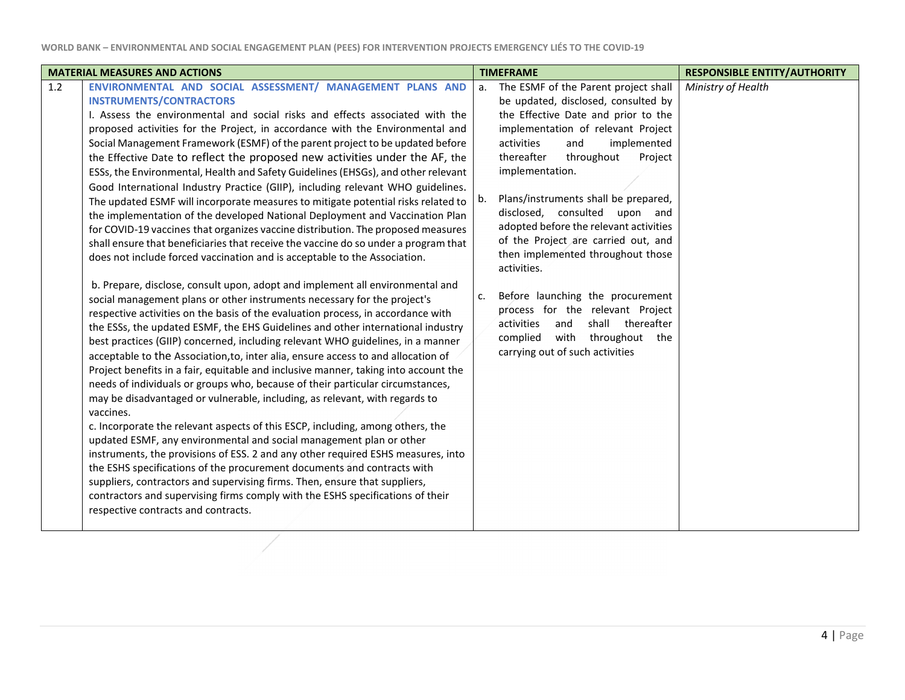| MATERIAL MEASURES AND ACTIONS | | TIMEFRAME | RESPONSIBLE ENTITY/AUTHORITY |
|---|---|---|---|
| 1.2 | **ENVIRONMENTAL AND SOCIAL ASSESSMENT/ MANAGEMENT PLANS AND INSTRUMENTS/CONTRACTORS**<br>I. Assess the environmental and social risks and effects associated with the proposed activities for the Project, in accordance with the Environmental and Social Management Framework (ESMF) of the parent project to be updated before the Effective Date to reflect the proposed new activities under the AF, the ESSs, the Environmental, Health and Safety Guidelines (EHSGs), and other relevant Good International Industry Practice (GIIP), including relevant WHO guidelines. The updated ESMF will incorporate measures to mitigate potential risks related to the implementation of the developed National Deployment and Vaccination Plan for COVID-19 vaccines that organizes vaccine distribution. The proposed measures shall ensure that beneficiaries that receive the vaccine do so under a program that does not include forced vaccination and is acceptable to the Association.<br><br>b. Prepare, disclose, consult upon, adopt and implement all environmental and social management plans or other instruments necessary for the project's respective activities on the basis of the evaluation process, in accordance with the ESSs, the updated ESMF, the EHS Guidelines and other international industry best practices (GIIP) concerned, including relevant WHO guidelines, in a manner acceptable to the Association,to, inter alia, ensure access to and allocation of Project benefits in a fair, equitable and inclusive manner, taking into account the needs of individuals or groups who, because of their particular circumstances, may be disadvantaged or vulnerable, including, as relevant, with regards to vaccines.<br>c. Incorporate the relevant aspects of this ESCP, including, among others, the updated ESMF, any environmental and social management plan or other instruments, the provisions of ESS. 2 and any other required ESHS measures, into the ESHS specifications of the procurement documents and contracts with suppliers, contractors and supervising firms. Then, ensure that suppliers, contractors and supervising firms comply with the ESHS specifications of their respective contracts and contracts. | a. The ESMF of the Parent project shall be updated, disclosed, consulted by the Effective Date and prior to the implementation of relevant Project activities and implemented thereafter throughout Project implementation.<br><br>b. Plans/instruments shall be prepared, disclosed, consulted upon and adopted before the relevant activities of the Project are carried out, and then implemented throughout those activities.<br><br>c. Before launching the procurement process for the relevant Project activities and shall thereafter complied with throughout the carrying out of such activities | *Ministry of Health* |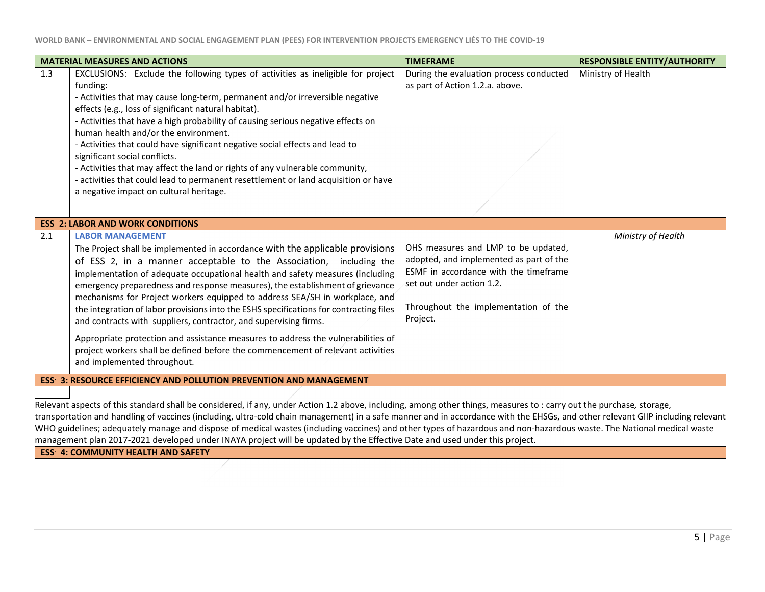| MATERIAL MEASURES AND ACTIONS | | TIMEFRAME | RESPONSIBLE ENTITY/AUTHORITY |
|---|---|---|---|
| 1.3 | EXCLUSIONS: Exclude the following types of activities as ineligible for project funding:<br>- Activities that may cause long-term, permanent and/or irreversible negative effects (e.g., loss of significant natural habitat).<br>- Activities that have a high probability of causing serious negative effects on human health and/or the environment.<br>- Activities that could have significant negative social effects and lead to significant social conflicts.<br>- Activities that may affect the land or rights of any vulnerable community,<br>- activities that could lead to permanent resettlement or land acquisition or have a negative impact on cultural heritage. | During the evaluation process conducted as part of Action 1.2.a. above. | Ministry of Health |
| **ESS 2: LABOR AND WORK CONDITIONS** | | | |
| 2.1 | **LABOR MANAGEMENT**<br>The Project shall be implemented in accordance with the applicable provisions of ESS 2, in a manner acceptable to the Association, including the implementation of adequate occupational health and safety measures (including emergency preparedness and response measures), the establishment of grievance mechanisms for Project workers equipped to address SEA/SH in workplace, and the integration of labor provisions into the ESHS specifications for contracting files and contracts with suppliers, contractor, and supervising firms.<br><br>Appropriate protection and assistance measures to address the vulnerabilities of project workers shall be defined before the commencement of relevant activities and implemented throughout. | OHS measures and LMP to be updated, adopted, and implemented as part of the ESMF in accordance with the timeframe set out under action 1.2.<br><br>Throughout the implementation of the Project. | *Ministry of Health* |
| **ESS 3: RESOURCE EFFICIENCY AND POLLUTION PREVENTION AND MANAGEMENT** | | | |
| | Relevant aspects of this standard shall be considered, if any, under Action 1.2 above, including, among other things, measures to : carry out the purchase, storage, transportation and handling of vaccines (including, ultra-cold chain management) in a safe manner and in accordance with the EHSGs, and other relevant GIIP including relevant WHO guidelines; adequately manage and dispose of medical wastes (including vaccines) and other types of hazardous and non-hazardous waste. The National medical waste management plan 2017-2021 developed under INAYA project will be updated by the Effective Date and used under this project. | | |
| **ESS 4: COMMUNITY HEALTH AND SAFETY** | | | |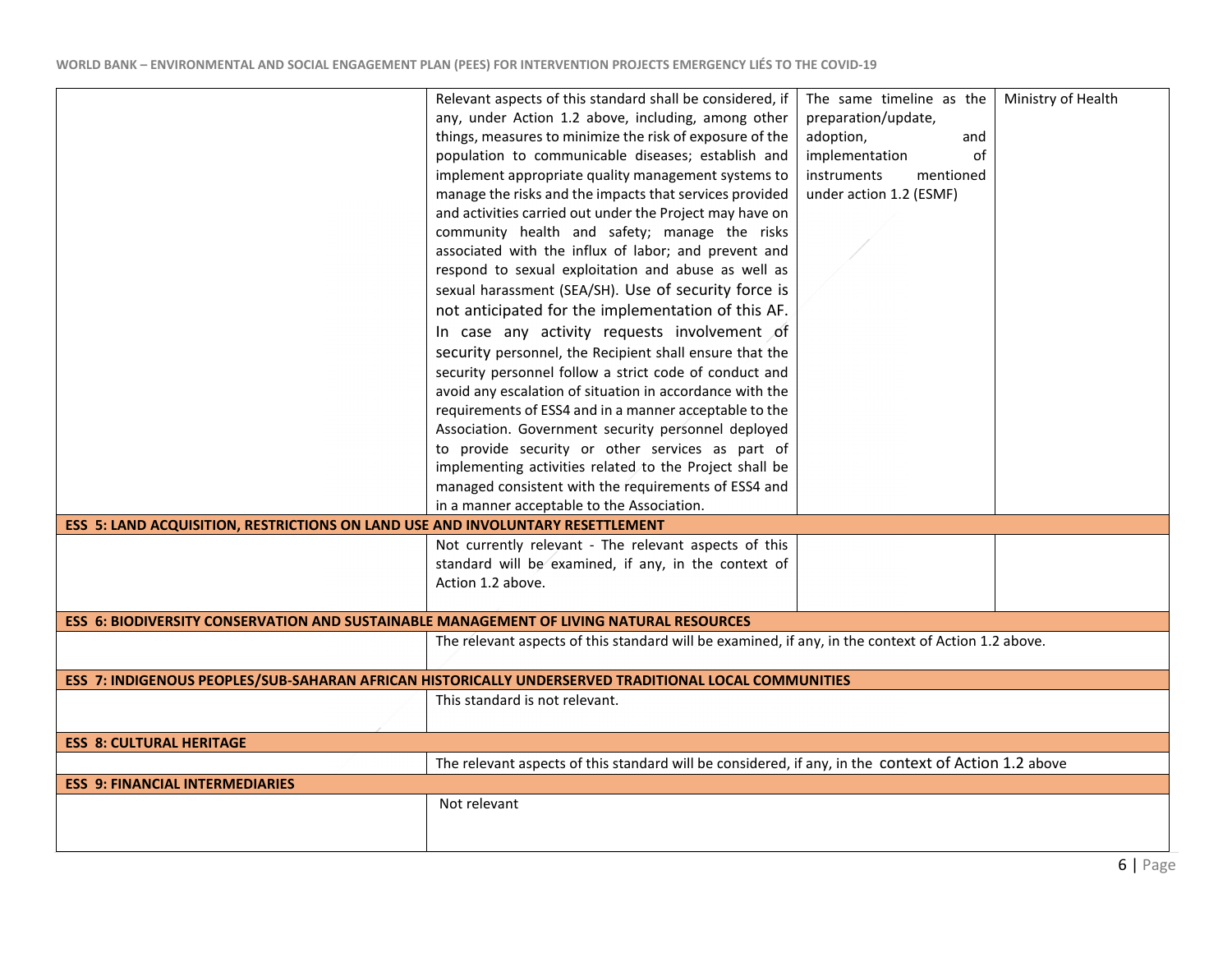| | | | |
|---|---|---|---|
| | Relevant aspects of this standard shall be considered, if any, under Action 1.2 above, including, among other things, measures to minimize the risk of exposure of the population to communicable diseases; establish and implement appropriate quality management systems to manage the risks and the impacts that services provided and activities carried out under the Project may have on community health and safety; manage the risks associated with the influx of labor; and prevent and respond to sexual exploitation and abuse as well as sexual harassment (SEA/SH). Use of security force is not anticipated for the implementation of this AF. In case any activity requests involvement of security personnel, the Recipient shall ensure that the security personnel follow a strict code of conduct and avoid any escalation of situation in accordance with the requirements of ESS4 and in a manner acceptable to the Association. Government security personnel deployed to provide security or other services as part of implementing activities related to the Project shall be managed consistent with the requirements of ESS4 and in a manner acceptable to the Association. | The same timeline as the preparation/update, adoption, and implementation of instruments mentioned under action 1.2 (ESMF) | Ministry of Health |
| **ESS 5: LAND ACQUISITION, RESTRICTIONS ON LAND USE AND INVOLUNTARY RESETTLEMENT** | | | |
| | Not currently relevant - The relevant aspects of this standard will be examined, if any, in the context of Action 1.2 above. | | |
| **ESS 6: BIODIVERSITY CONSERVATION AND SUSTAINABLE MANAGEMENT OF LIVING NATURAL RESOURCES** | | | |
| | The relevant aspects of this standard will be examined, if any, in the context of Action 1.2 above. | | |
| **ESS 7: INDIGENOUS PEOPLES/SUB-SAHARAN AFRICAN HISTORICALLY UNDERSERVED TRADITIONAL LOCAL COMMUNITIES** | | | |
| | This standard is not relevant. | | |
| **ESS 8: CULTURAL HERITAGE** | | | |
| | The relevant aspects of this standard will be considered, if any, in the context of Action 1.2 above | | |
| **ESS 9: FINANCIAL INTERMEDIARIES** | | | |
| | Not relevant | | |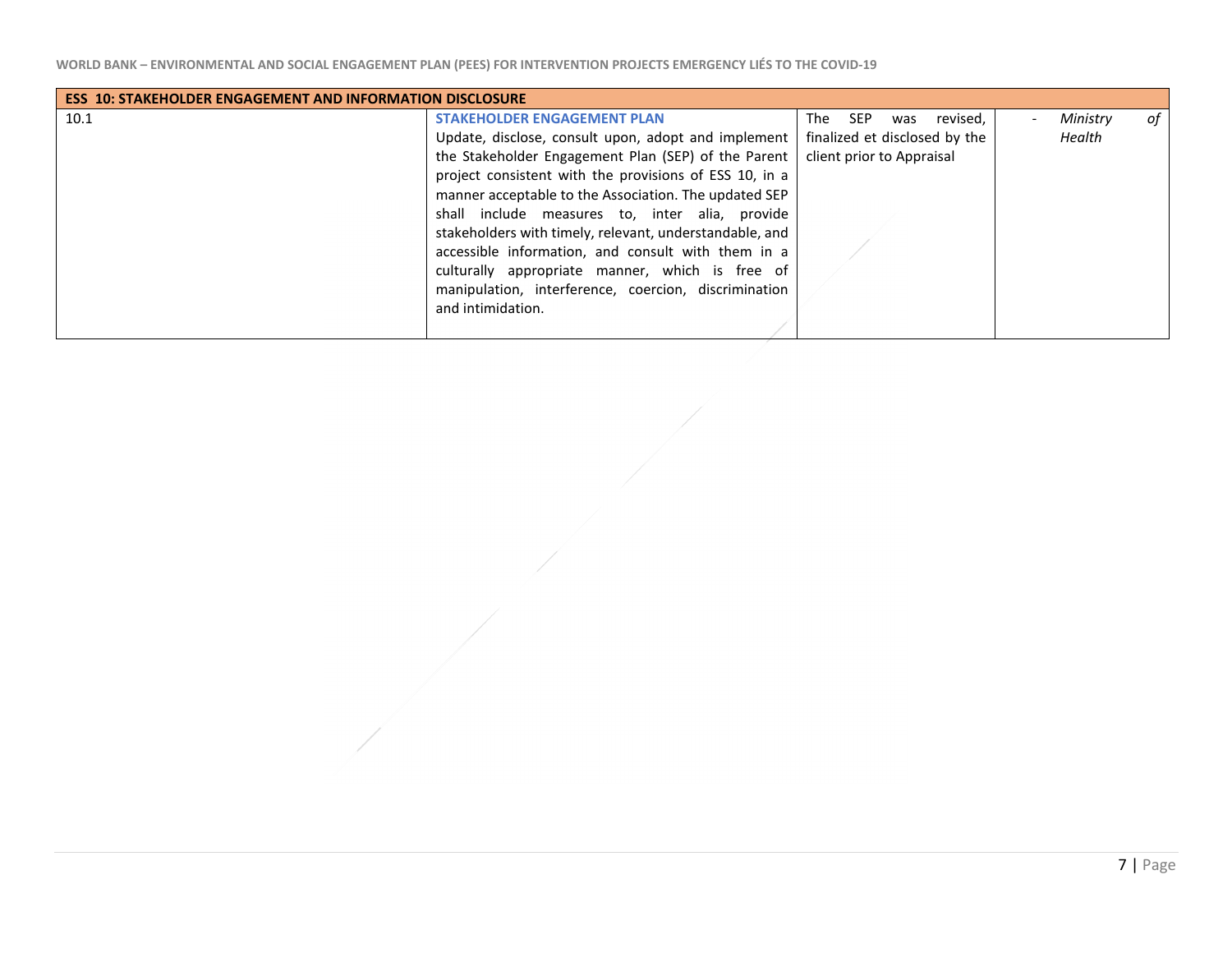| ESS 10: STAKEHOLDER ENGAGEMENT AND INFORMATION DISCLOSURE | | | |
|---|---|---|---|
| 10.1 | **STAKEHOLDER ENGAGEMENT PLAN**<br>Update, disclose, consult upon, adopt and implement the Stakeholder Engagement Plan (SEP) of the Parent project consistent with the provisions of ESS 10, in a manner acceptable to the Association. The updated SEP shall include measures to, inter alia, provide stakeholders with timely, relevant, understandable, and accessible information, and consult with them in a culturally appropriate manner, which is free of manipulation, interference, coercion, discrimination and intimidation. | The SEP was revised, finalized et disclosed by the client prior to Appraisal | - *Ministry of Health* |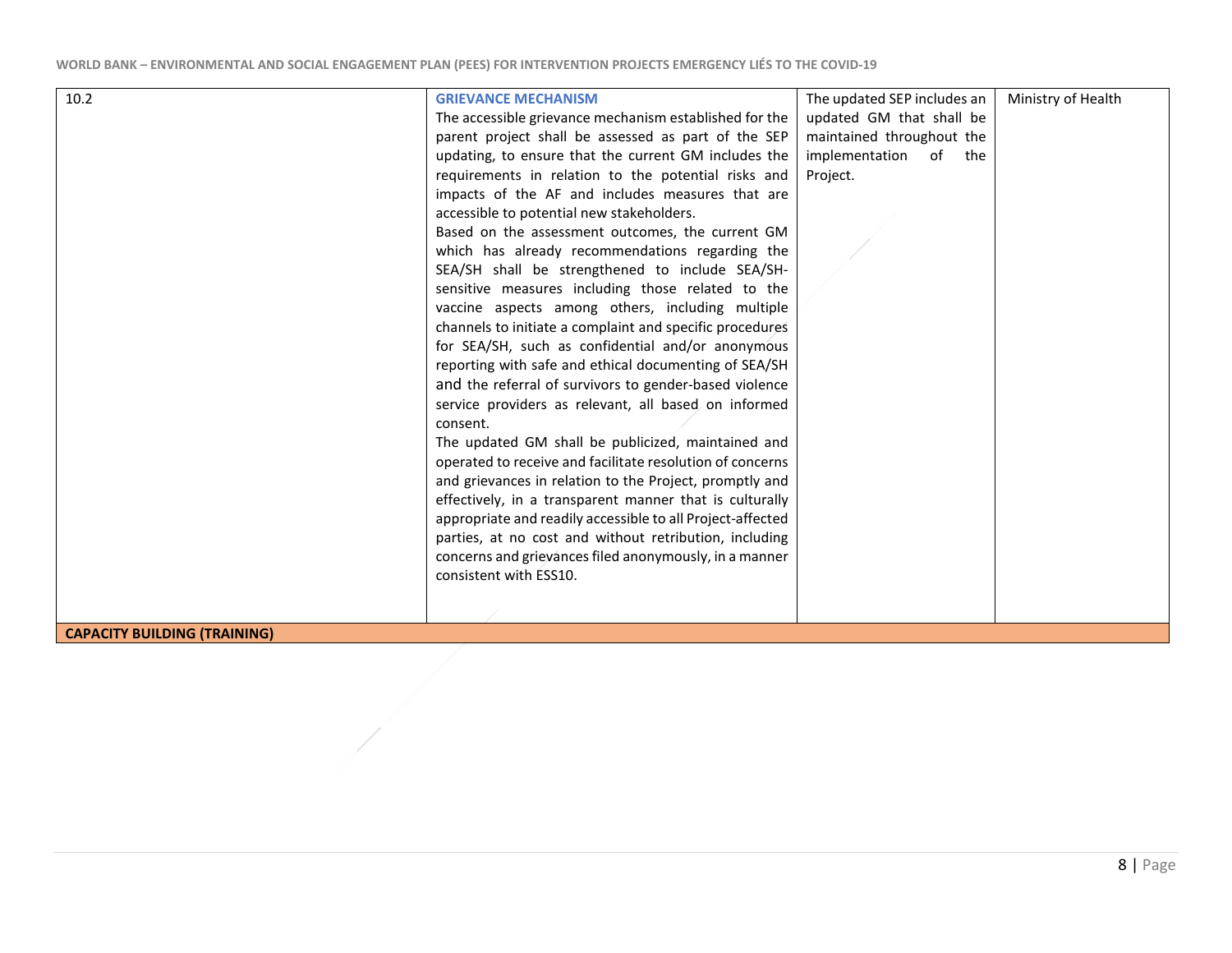| | | | |
|---|---|---|---|
| 10.2 | **GRIEVANCE MECHANISM**<br>The accessible grievance mechanism established for the parent project shall be assessed as part of the SEP updating, to ensure that the current GM includes the requirements in relation to the potential risks and impacts of the AF and includes measures that are accessible to potential new stakeholders.<br>Based on the assessment outcomes, the current GM which has already recommendations regarding the SEA/SH shall be strengthened to include SEA/SH-sensitive measures including those related to the vaccine aspects among others, including multiple channels to initiate a complaint and specific procedures for SEA/SH, such as confidential and/or anonymous reporting with safe and ethical documenting of SEA/SH and the referral of survivors to gender-based violence service providers as relevant, all based on informed consent.<br>The updated GM shall be publicized, maintained and operated to receive and facilitate resolution of concerns and grievances in relation to the Project, promptly and effectively, in a transparent manner that is culturally appropriate and readily accessible to all Project-affected parties, at no cost and without retribution, including concerns and grievances filed anonymously, in a manner consistent with ESS10. | The updated SEP includes an updated GM that shall be maintained throughout the implementation of the Project. | Ministry of Health |
| **CAPACITY BUILDING (TRAINING)** | | | |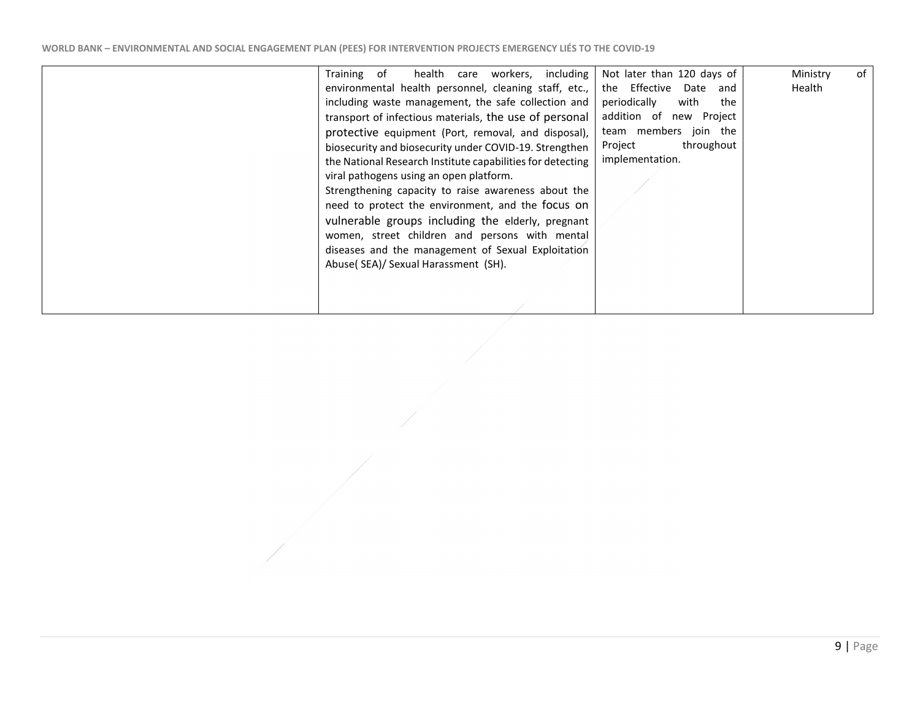| | | | |
|---|---|---|---|
| | Training of health care workers, including environmental health personnel, cleaning staff, etc., including waste management, the safe collection and transport of infectious materials, the use of personal protective equipment (Port, removal, and disposal), biosecurity and biosecurity under COVID-19. Strengthen the National Research Institute capabilities for detecting viral pathogens using an open platform.<br>Strengthening capacity to raise awareness about the need to protect the environment, and the focus on vulnerable groups including the elderly, pregnant women, street children and persons with mental diseases and the management of Sexual Exploitation Abuse( SEA)/ Sexual Harassment (SH). | Not later than 120 days of the Effective Date and periodically with the addition of new Project team members join the Project throughout implementation. | Ministry of Health |